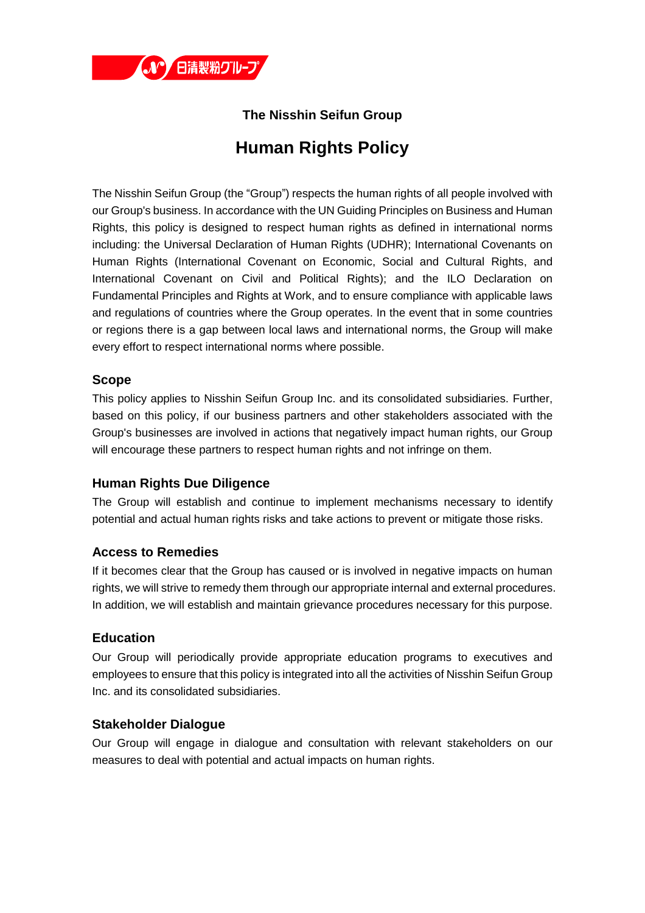日清製粉グループ

## The Nisshin Seifun Group

# Human Rights Policy

The Nisshin Seifun Group (the "Group") respects the human rights of all people involved with our Group's business. In accordance with the UN Guiding Principles on Business and Human Rights, this policy is designed to respect human rights as defined in international norms including: the Universal Declaration of Human Rights (UDHR); International Covenants on Human Rights (International Covenant on Economic, Social and Cultural Rights, and International Covenant on Civil and Political Rights); and the ILO Declaration on Fundamental Principles and Rights at Work, and to ensure compliance with applicable laws and regulations of countries where the Group operates. In the event that in some countries or regions there is a gap between local laws and international norms, the Group will make every effort to respect international norms where possible.

### Scope

This policy applies to Nisshin Seifun Group Inc. and its consolidated subsidiaries. Further, based on this policy, if our business partners and other stakeholders associated with the Group's businesses are involved in actions that negatively impact human rights, our Group will encourage these partners to respect human rights and not infringe on them.

### Human Rights Due Diligence

The Group will establish and continue to implement mechanisms necessary to identify potential and actual human rights risks and take actions to prevent or mitigate those risks.

### Access to Remedies

If it becomes clear that the Group has caused or is involved in negative impacts on human rights, we will strive to remedy them through our appropriate internal and external procedures. In addition, we will establish and maintain grievance procedures necessary for this purpose.

### Education

Our Group will periodically provide appropriate education programs to executives and employees to ensure that this policy is integrated into all the activities of Nisshin Seifun Group Inc. and its consolidated subsidiaries.

### Stakeholder Dialogue

Our Group will engage in dialogue and consultation with relevant stakeholders on our measures to deal with potential and actual impacts on human rights.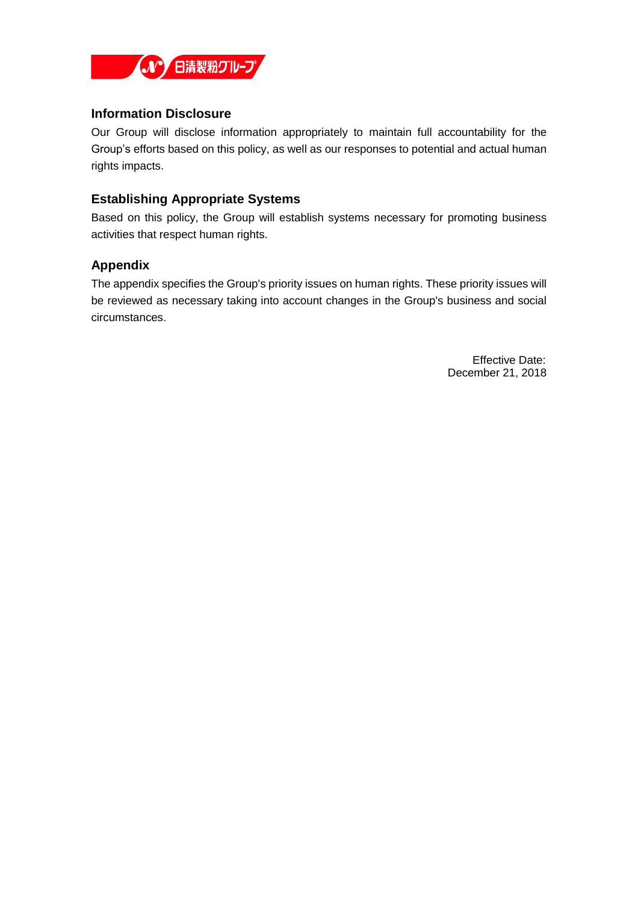## Information Disclosure

Our Group will disclose information appropriately to maintain full accountability for the Group's efforts based on this policy, as well as our responses to potential and actual human rights impacts.

## Establishing Appropriate Systems

Based on this policy, the Group will establish systems necessary for promoting business activities that respect human rights.

## Appendix

The appendix specifies the Group's priority issues on human rights. These priority issues will be reviewed as necessary taking into account changes in the Group's business and social circumstances.

Effective Date:
December 21, 2018